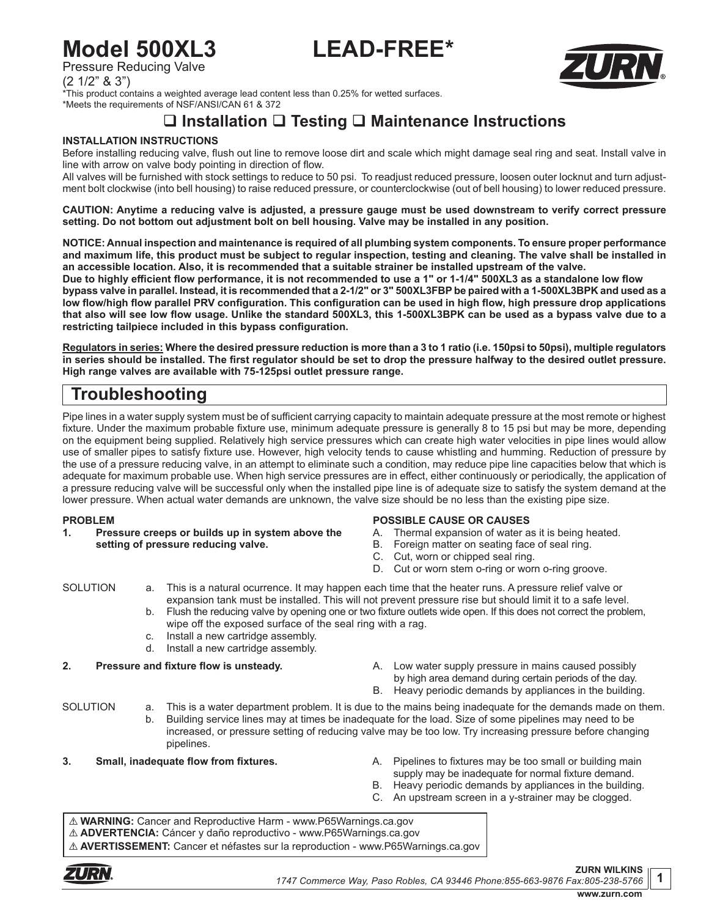# Model 500XL3 LEAD-FREE*

Pressure Reducing Valve
(2 1/2" & 3")

*This product contains a weighted average lead content less than 0.25% for wetted surfaces.
*Meets the requirements of NSF/ANSI/CAN 61 & 372

## ❑ Installation ❑ Testing ❑ Maintenance Instructions

**INSTALLATION INSTRUCTIONS**

Before installing reducing valve, flush out line to remove loose dirt and scale which might damage seal ring and seat. Install valve in line with arrow on valve body pointing in direction of flow.

All valves will be furnished with stock settings to reduce to 50 psi. To readjust reduced pressure, loosen outer locknut and turn adjustment bolt clockwise (into bell housing) to raise reduced pressure, or counterclockwise (out of bell housing) to lower reduced pressure.

**CAUTION: Anytime a reducing valve is adjusted, a pressure gauge must be used downstream to verify correct pressure setting. Do not bottom out adjustment bolt on bell housing. Valve may be installed in any position.**

**NOTICE: Annual inspection and maintenance is required of all plumbing system components. To ensure proper performance and maximum life, this product must be subject to regular inspection, testing and cleaning. The valve shall be installed in an accessible location. Also, it is recommended that a suitable strainer be installed upstream of the valve.**
**Due to highly efficient flow performance, it is not recommended to use a 1" or 1-1/4" 500XL3 as a standalone low flow bypass valve in parallel. Instead, it is recommended that a 2-1/2" or 3" 500XL3FBP be paired with a 1-500XL3BPK and used as a low flow/high flow parallel PRV configuration. This configuration can be used in high flow, high pressure drop applications that also will see low flow usage. Unlike the standard 500XL3, this 1-500XL3BPK can be used as a bypass valve due to a restricting tailpiece included in this bypass configuration.**

**Regulators in series: Where the desired pressure reduction is more than a 3 to 1 ratio (i.e. 150psi to 50psi), multiple regulators in series should be installed. The first regulator should be set to drop the pressure halfway to the desired outlet pressure. High range valves are available with 75-125psi outlet pressure range.**

## Troubleshooting

Pipe lines in a water supply system must be of sufficient carrying capacity to maintain adequate pressure at the most remote or highest fixture. Under the maximum probable fixture use, minimum adequate pressure is generally 8 to 15 psi but may be more, depending on the equipment being supplied. Relatively high service pressures which can create high water velocities in pipe lines would allow use of smaller pipes to satisfy fixture use. However, high velocity tends to cause whistling and humming. Reduction of pressure by the use of a pressure reducing valve, in an attempt to eliminate such a condition, may reduce pipe line capacities below that which is adequate for maximum probable use. When high service pressures are in effect, either continuously or periodically, the application of a pressure reducing valve will be successful only when the installed pipe line is of adequate size to satisfy the system demand at the lower pressure. When actual water demands are unknown, the valve size should be no less than the existing pipe size.

**PROBLEM**

**1. Pressure creeps or builds up in system above the setting of pressure reducing valve.**

**POSSIBLE CAUSE OR CAUSES**

A. Thermal expansion of water as it is being heated.
B. Foreign matter on seating face of seal ring.
C. Cut, worn or chipped seal ring.
D. Cut or worn stem o-ring or worn o-ring groove.

SOLUTION

a. This is a natural ocurrence. It may happen each time that the heater runs. A pressure relief valve or expansion tank must be installed. This will not prevent pressure rise but should limit it to a safe level.
b. Flush the reducing valve by opening one or two fixture outlets wide open. If this does not correct the problem, wipe off the exposed surface of the seal ring with a rag.
c. Install a new cartridge assembly.
d. Install a new cartridge assembly.

**2. Pressure and fixture flow is unsteady.**

A. Low water supply pressure in mains caused possibly by high area demand during certain periods of the day.
B. Heavy periodic demands by appliances in the building.

SOLUTION

a. This is a water department problem. It is due to the mains being inadequate for the demands made on them.
b. Building service lines may at times be inadequate for the load. Size of some pipelines may need to be increased, or pressure setting of reducing valve may be too low. Try increasing pressure before changing pipelines.

**3. Small, inadequate flow from fixtures.**

A. Pipelines to fixtures may be too small or building main supply may be inadequate for normal fixture demand.
B. Heavy periodic demands by appliances in the building.
C. An upstream screen in a y-strainer may be clogged.

⚠ **WARNING:** Cancer and Reproductive Harm - www.P65Warnings.ca.gov
⚠ **ADVERTENCIA:** Cáncer y daño reproductivo - www.P65Warnings.ca.gov
⚠ **AVERTISSEMENT:** Cancer et néfastes sur la reproduction - www.P65Warnings.ca.gov

**ZURN WILKINS**
*1747 Commerce Way, Paso Robles, CA 93446 Phone:855-663-9876 Fax:805-238-5766*
**www.zurn.com**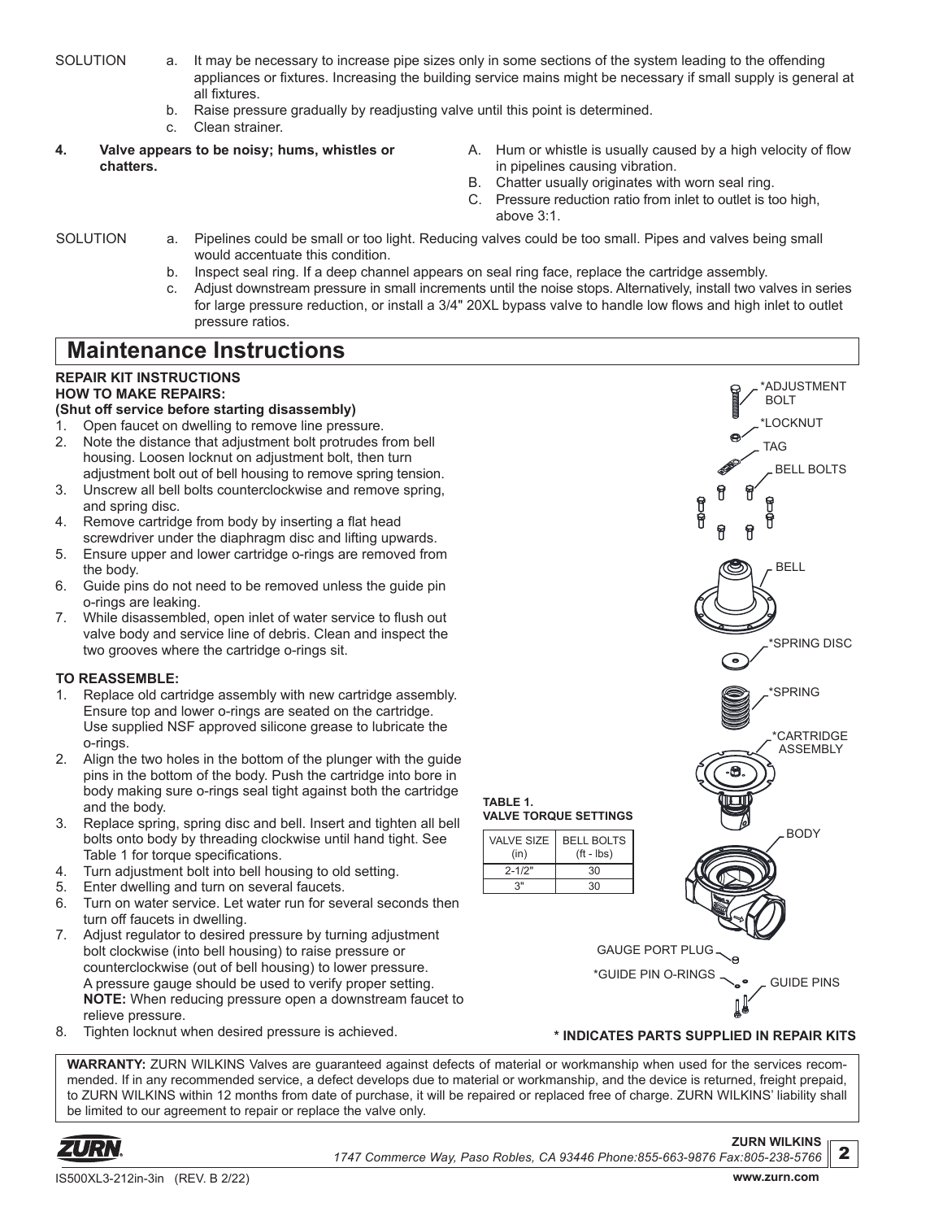SOLUTION

a. It may be necessary to increase pipe sizes only in some sections of the system leading to the offending appliances or fixtures. Increasing the building service mains might be necessary if small supply is general at all fixtures.
b. Raise pressure gradually by readjusting valve until this point is determined.
c. Clean strainer.

**4. Valve appears to be noisy; hums, whistles or chatters.**

A. Hum or whistle is usually caused by a high velocity of flow in pipelines causing vibration.
B. Chatter usually originates with worn seal ring.
C. Pressure reduction ratio from inlet to outlet is too high, above 3:1.

SOLUTION

a. Pipelines could be small or too light. Reducing valves could be too small. Pipes and valves being small would accentuate this condition.
b. Inspect seal ring. If a deep channel appears on seal ring face, replace the cartridge assembly.
c. Adjust downstream pressure in small increments until the noise stops. Alternatively, install two valves in series for large pressure reduction, or install a 3/4" 20XL bypass valve to handle low flows and high inlet to outlet pressure ratios.

## Maintenance Instructions

**REPAIR KIT INSTRUCTIONS**
**HOW TO MAKE REPAIRS:**
**(Shut off service before starting disassembly)**

1. Open faucet on dwelling to remove line pressure.
2. Note the distance that adjustment bolt protrudes from bell housing. Loosen locknut on adjustment bolt, then turn adjustment bolt out of bell housing to remove spring tension.
3. Unscrew all bell bolts counterclockwise and remove spring, and spring disc.
4. Remove cartridge from body by inserting a flat head screwdriver under the diaphragm disc and lifting upwards.
5. Ensure upper and lower cartridge o-rings are removed from the body.
6. Guide pins do not need to be removed unless the guide pin o-rings are leaking.
7. While disassembled, open inlet of water service to flush out valve body and service line of debris. Clean and inspect the two grooves where the cartridge o-rings sit.

**TO REASSEMBLE:**

1. Replace old cartridge assembly with new cartridge assembly. Ensure top and lower o-rings are seated on the cartridge. Use supplied NSF approved silicone grease to lubricate the o-rings.
2. Align the two holes in the bottom of the plunger with the guide pins in the bottom of the body. Push the cartridge into bore in body making sure o-rings seal tight against both the cartridge and the body.
3. Replace spring, spring disc and bell. Insert and tighten all bell bolts onto body by threading clockwise until hand tight. See Table 1 for torque specifications.
4. Turn adjustment bolt into bell housing to old setting.
5. Enter dwelling and turn on several faucets.
6. Turn on water service. Let water run for several seconds then turn off faucets in dwelling.
7. Adjust regulator to desired pressure by turning adjustment bolt clockwise (into bell housing) to raise pressure or counterclockwise (out of bell housing) to lower pressure. A pressure gauge should be used to verify proper setting. **NOTE:** When reducing pressure open a downstream faucet to relieve pressure.
8. Tighten locknut when desired pressure is achieved.

**TABLE 1.**
**VALVE TORQUE SETTINGS**

| VALVE SIZE (in) | BELL BOLTS (ft - lbs) |
|---|---|
| 2-1/2" | 30 |
| 3" | 30 |

*ADJUSTMENT BOLT
*LOCKNUT
TAG
BELL BOLTS
BELL
*SPRING DISC
*SPRING
*CARTRIDGE ASSEMBLY
BODY
GAUGE PORT PLUG
*GUIDE PIN O-RINGS
GUIDE PINS

**\* INDICATES PARTS SUPPLIED IN REPAIR KITS**

**WARRANTY:** ZURN WILKINS Valves are guaranteed against defects of material or workmanship when used for the services recommended. If in any recommended service, a defect develops due to material or workmanship, and the device is returned, freight prepaid, to ZURN WILKINS within 12 months from date of purchase, it will be repaired or replaced free of charge. ZURN WILKINS' liability shall be limited to our agreement to repair or replace the valve only.

**ZURN WILKINS**
*1747 Commerce Way, Paso Robles, CA 93446 Phone:855-663-9876 Fax:805-238-5766*
**www.zurn.com**

IS500XL3-212in-3in (REV. B 2/22)